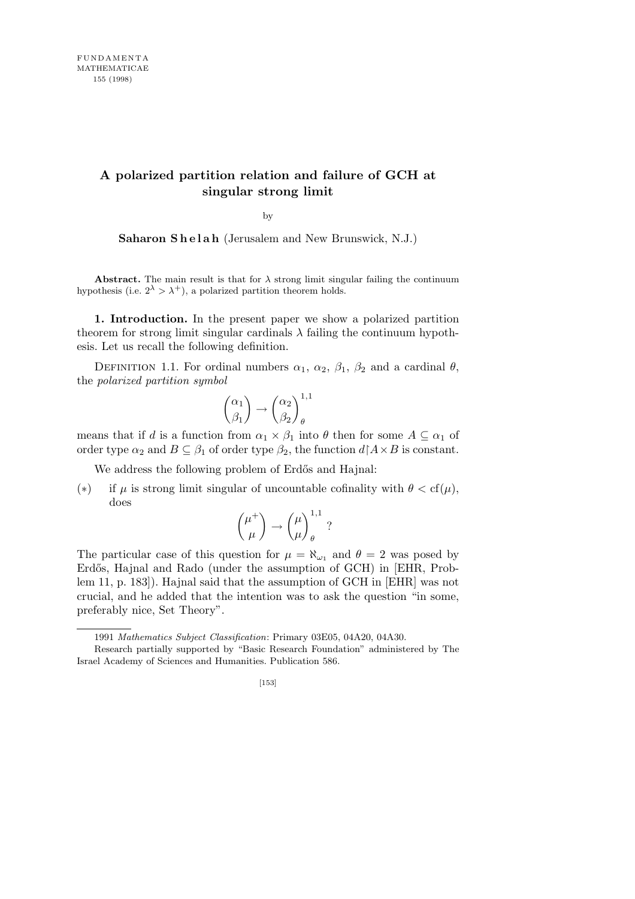# A polarized partition relation and failure of GCH at singular strong limit

by

**Saharon Shelah** (Jerusalem and New Brunswick, N.J.)

**Abstract.** The main result is that for $\lambda$ strong limit singular failing the continuum hypothesis (i.e. $2^\lambda > \lambda^+$), a polarized partition theorem holds.

**1. Introduction.** In the present paper we show a polarized partition theorem for strong limit singular cardinals $\lambda$ failing the continuum hypothesis. Let us recall the following definition.

Definition 1.1. For ordinal numbers $\alpha_1$, $\alpha_2$, $\beta_1$, $\beta_2$ and a cardinal $\theta$, the *polarized partition symbol*

$$\binom{\alpha_1}{\beta_1} \to \binom{\alpha_2}{\beta_2}^{1,1}_{\theta}$$

means that if $d$ is a function from $\alpha_1 \times \beta_1$ into $\theta$ then for some $A \subseteq \alpha_1$ of order type $\alpha_2$ and $B \subseteq \beta_1$ of order type $\beta_2$, the function $d{\restriction}A \times B$ is constant.

We address the following problem of Erdős and Hajnal:

(∗) if $\mu$ is strong limit singular of uncountable cofinality with $\theta < \mathrm{cf}(\mu)$, does

$$\binom{\mu^+}{\mu} \to \binom{\mu}{\mu}^{1,1}_{\theta} \ ?$$

The particular case of this question for $\mu = \aleph_{\omega_1}$ and $\theta = 2$ was posed by Erdős, Hajnal and Rado (under the assumption of GCH) in [EHR, Problem 11, p. 183]). Hajnal said that the assumption of GCH in [EHR] was not crucial, and he added that the intention was to ask the question "in some, preferably nice, Set Theory".

---

1991 *Mathematics Subject Classification*: Primary 03E05, 04A20, 04A30.

Research partially supported by "Basic Research Foundation" administered by The Israel Academy of Sciences and Humanities. Publication 586.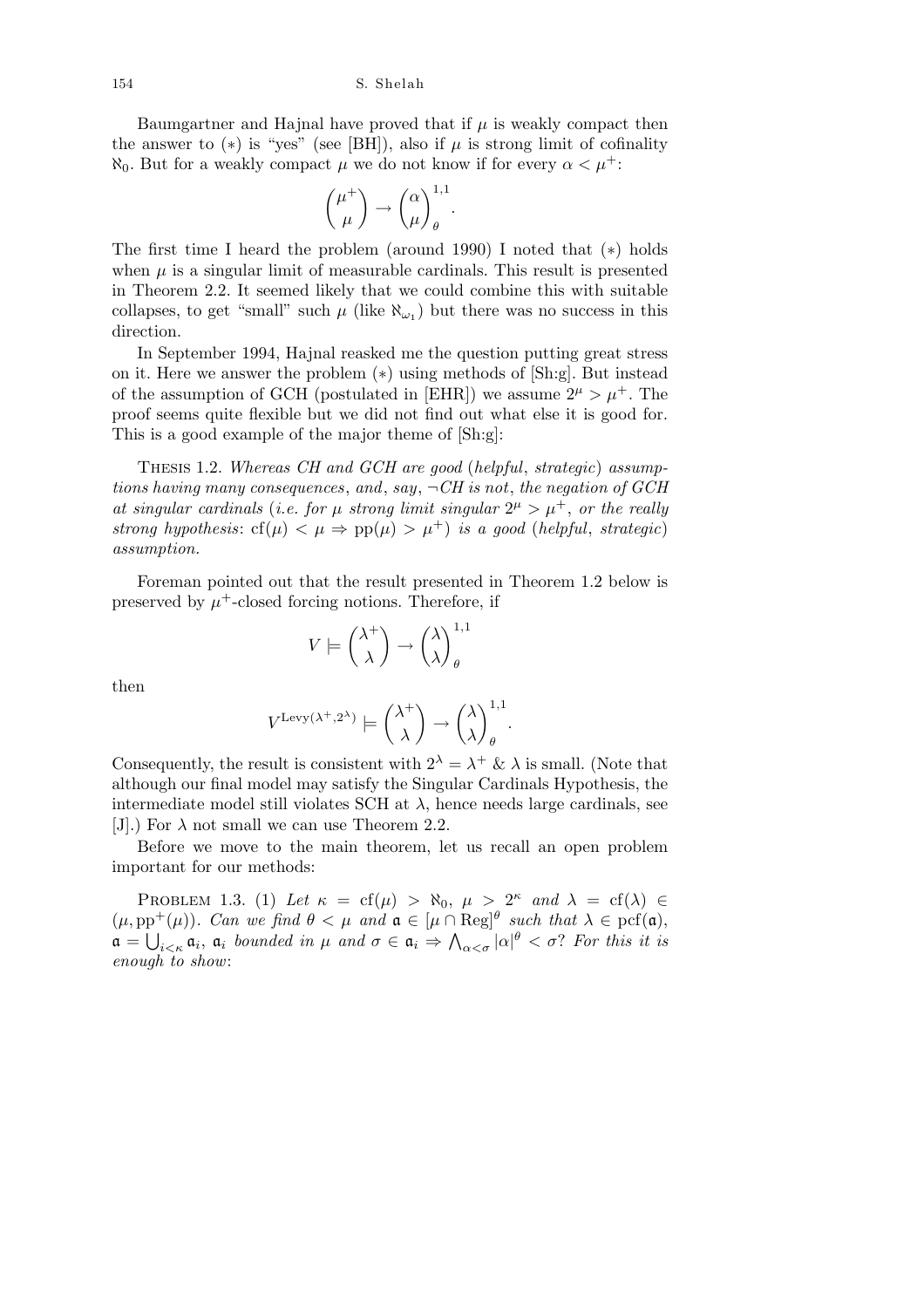Baumgartner and Hajnal have proved that if $\mu$ is weakly compact then the answer to $(*)$ is "yes" (see [BH]), also if $\mu$ is strong limit of cofinality $\aleph_0$. But for a weakly compact $\mu$ we do not know if for every $\alpha < \mu^+$:

$$\binom{\mu^+}{\mu} \to \binom{\alpha}{\mu}^{1,1}_{\theta}.$$

The first time I heard the problem (around 1990) I noted that $(*)$ holds when $\mu$ is a singular limit of measurable cardinals. This result is presented in Theorem 2.2. It seemed likely that we could combine this with suitable collapses, to get "small" such $\mu$ (like $\aleph_{\omega_1}$) but there was no success in this direction.

In September 1994, Hajnal reasked me the question putting great stress on it. Here we answer the problem $(*)$ using methods of [Sh:g]. But instead of the assumption of GCH (postulated in [EHR]) we assume $2^\mu > \mu^+$. The proof seems quite flexible but we did not find out what else it is good for. This is a good example of the major theme of [Sh:g]:

Thesis 1.2. *Whereas CH and GCH are good* (*helpful*, *strategic*) *assumptions having many consequences*, *and*, *say*, $\neg$*CH is not*, *the negation of GCH at singular cardinals* (*i.e. for* $\mu$ *strong limit singular* $2^\mu > \mu^+$, *or the really strong hypothesis*: $\mathrm{cf}(\mu) < \mu \Rightarrow \mathrm{pp}(\mu) > \mu^+$) *is a good* (*helpful*, *strategic*) *assumption.*

Foreman pointed out that the result presented in Theorem 1.2 below is preserved by $\mu^+$-closed forcing notions. Therefore, if

$$V \models \binom{\lambda^+}{\lambda} \to \binom{\lambda}{\lambda}^{1,1}_{\theta}$$

then

$$V^{\mathrm{Levy}(\lambda^+,2^\lambda)} \models \binom{\lambda^+}{\lambda} \to \binom{\lambda}{\lambda}^{1,1}_{\theta}.$$

Consequently, the result is consistent with $2^\lambda = \lambda^+$ & $\lambda$ is small. (Note that although our final model may satisfy the Singular Cardinals Hypothesis, the intermediate model still violates SCH at $\lambda$, hence needs large cardinals, see [J].) For $\lambda$ not small we can use Theorem 2.2.

Before we move to the main theorem, let us recall an open problem important for our methods:

Problem 1.3. (1) *Let* $\kappa = \mathrm{cf}(\mu) > \aleph_0$, $\mu > 2^\kappa$ *and* $\lambda = \mathrm{cf}(\lambda) \in (\mu, \mathrm{pp}^+(\mu))$. *Can we find* $\theta < \mu$ *and* $\mathfrak{a} \in [\mu \cap \mathrm{Reg}]^\theta$ *such that* $\lambda \in \mathrm{pcf}(\mathfrak{a})$, $\mathfrak{a} = \bigcup_{i<\kappa} \mathfrak{a}_i$, $\mathfrak{a}_i$ *bounded in* $\mu$ *and* $\sigma \in \mathfrak{a}_i \Rightarrow \bigwedge_{\alpha<\sigma} |\alpha|^\theta < \sigma$? *For this it is enough to show*: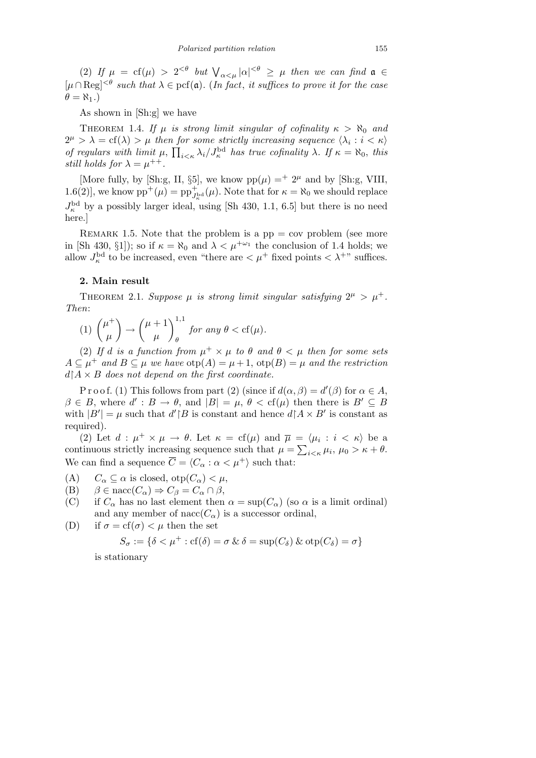(2) *If $\mu = \mathrm{cf}(\mu) > 2^{<\theta}$ but $\bigvee_{\alpha<\mu} |\alpha|^{<\theta} \geq \mu$ then we can find $\mathfrak{a} \in [\mu \cap \mathrm{Reg}]^{<\theta}$ such that $\lambda \in \mathrm{pcf}(\mathfrak{a})$. (In fact, it suffices to prove it for the case $\theta = \aleph_1$.)*

As shown in [Sh:g] we have

Theorem 1.4. *If $\mu$ is strong limit singular of cofinality $\kappa > \aleph_0$ and $2^\mu > \lambda = \mathrm{cf}(\lambda) > \mu$ then for some strictly increasing sequence $\langle \lambda_i : i < \kappa \rangle$ of regulars with limit $\mu$, $\prod_{i<\kappa} \lambda_i / J^{\mathrm{bd}}_\kappa$ has true cofinality $\lambda$. If $\kappa = \aleph_0$, this still holds for $\lambda = \mu^{++}$.*

[More fully, by [Sh:g, II, §5], we know $\mathrm{pp}(\mu) =^+ 2^\mu$ and by [Sh:g, VIII, 1.6(2)], we know $\mathrm{pp}^+(\mu) = \mathrm{pp}^+_{J^{\mathrm{bd}}_\kappa}(\mu)$. Note that for $\kappa = \aleph_0$ we should replace $J^{\mathrm{bd}}_\kappa$ by a possibly larger ideal, using [Sh 430, 1.1, 6.5] but there is no need here.]

Remark 1.5. Note that the problem is a pp = cov problem (see more in [Sh 430, §1]); so if $\kappa = \aleph_0$ and $\lambda < \mu^{+\omega_1}$ the conclusion of 1.4 holds; we allow $J^{\mathrm{bd}}_\kappa$ to be increased, even "there are $< \mu^+$ fixed points $< \lambda^{+}$" suffices.

## 2. Main result

Theorem 2.1. *Suppose $\mu$ is strong limit singular satisfying $2^\mu > \mu^+$. Then*:

(1) $\binom{\mu^+}{\mu} \to \binom{\mu+1}{\mu}^{1,1}_\theta$ *for any $\theta < \mathrm{cf}(\mu)$.*

(2) *If $d$ is a function from $\mu^+ \times \mu$ to $\theta$ and $\theta < \mu$ then for some sets $A \subseteq \mu^+$ and $B \subseteq \mu$ we have $\mathrm{otp}(A) = \mu+1$, $\mathrm{otp}(B) = \mu$ and the restriction $d{\restriction}A \times B$ does not depend on the first coordinate.*

Proof. (1) This follows from part (2) (since if $d(\alpha, \beta) = d'(\beta)$ for $\alpha \in A$, $\beta \in B$, where $d' : B \to \theta$, and $|B| = \mu$, $\theta < \mathrm{cf}(\mu)$ then there is $B' \subseteq B$ with $|B'| = \mu$ such that $d'{\restriction}B$ is constant and hence $d{\restriction}A \times B'$ is constant as required).

(2) Let $d : \mu^+ \times \mu \to \theta$. Let $\kappa = \mathrm{cf}(\mu)$ and $\overline{\mu} = \langle \mu_i : i < \kappa \rangle$ be a continuous strictly increasing sequence such that $\mu = \sum_{i<\kappa} \mu_i$, $\mu_0 > \kappa + \theta$. We can find a sequence $\overline{C} = \langle C_\alpha : \alpha < \mu^+ \rangle$ such that:

- (A) $C_\alpha \subseteq \alpha$ is closed, $\mathrm{otp}(C_\alpha) < \mu$,
- (B) $\beta \in \mathrm{nacc}(C_\alpha) \Rightarrow C_\beta = C_\alpha \cap \beta$,
- (C) if $C_\alpha$ has no last element then $\alpha = \sup(C_\alpha)$ (so $\alpha$ is a limit ordinal) and any member of $\mathrm{nacc}(C_\alpha)$ is a successor ordinal,
- (D) if $\sigma = \mathrm{cf}(\sigma) < \mu$ then the set

$$S_\sigma := \{\delta < \mu^+ : \mathrm{cf}(\delta) = \sigma \ \&\ \delta = \sup(C_\delta) \ \&\ \mathrm{otp}(C_\delta) = \sigma\}$$

is stationary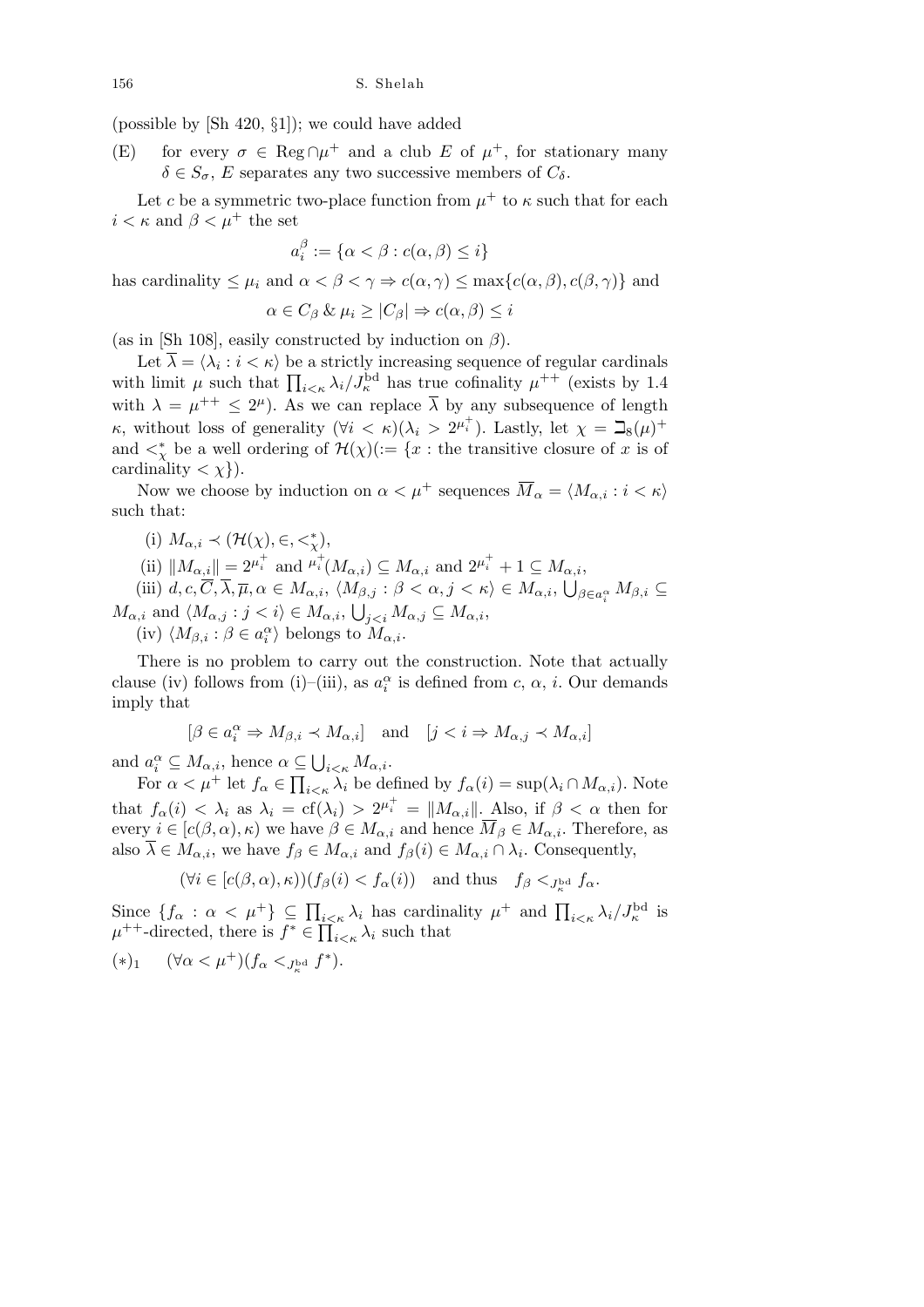(possible by [Sh 420, §1]); we could have added

(E) for every $\sigma \in \mathrm{Reg} \cap \mu^+$ and a club $E$ of $\mu^+$, for stationary many $\delta \in S_\sigma$, $E$ separates any two successive members of $C_\delta$.

Let $c$ be a symmetric two-place function from $\mu^+$ to $\kappa$ such that for each $i < \kappa$ and $\beta < \mu^+$ the set

$$a_i^\beta := \{\alpha < \beta : c(\alpha, \beta) \leq i\}$$

has cardinality $\leq \mu_i$ and $\alpha < \beta < \gamma \Rightarrow c(\alpha, \gamma) \leq \max\{c(\alpha, \beta), c(\beta, \gamma)\}$ and

$$\alpha \in C_\beta \;\&\; \mu_i \geq |C_\beta| \Rightarrow c(\alpha, \beta) \leq i$$

(as in [Sh 108], easily constructed by induction on $\beta$).

Let $\overline{\lambda} = \langle \lambda_i : i < \kappa \rangle$ be a strictly increasing sequence of regular cardinals with limit $\mu$ such that $\prod_{i<\kappa} \lambda_i / J_\kappa^{\mathrm{bd}}$ has true cofinality $\mu^{++}$ (exists by 1.4 with $\lambda = \mu^{++} \leq 2^\mu$). As we can replace $\overline{\lambda}$ by any subsequence of length $\kappa$, without loss of generality $(\forall i < \kappa)(\lambda_i > 2^{\mu_i^+})$. Lastly, let $\chi = \beth_8(\mu)^+$ and $<_\chi^*$ be a well ordering of $\mathcal{H}(\chi) (:= \{x :$ the transitive closure of $x$ is of cardinality $< \chi\})$.

Now we choose by induction on $\alpha < \mu^+$ sequences $\overline{M}_\alpha = \langle M_{\alpha,i} : i < \kappa \rangle$ such that:

(i) $M_{\alpha,i} \prec (\mathcal{H}(\chi), \in, <_\chi^*)$,

(ii) $\|M_{\alpha,i}\| = 2^{\mu_i^+}$ and ${}^{\mu_i^+}(M_{\alpha,i}) \subseteq M_{\alpha,i}$ and $2^{\mu_i^+} + 1 \subseteq M_{\alpha,i}$,

(iii) $d, c, \overline{C}, \overline{\lambda}, \overline{\mu}, \alpha \in M_{\alpha,i}$, $\langle M_{\beta,j} : \beta < \alpha, j < \kappa \rangle \in M_{\alpha,i}$, $\bigcup_{\beta \in a_i^\alpha} M_{\beta,i} \subseteq M_{\alpha,i}$ and $\langle M_{\alpha,j} : j < i \rangle \in M_{\alpha,i}$, $\bigcup_{j<i} M_{\alpha,j} \subseteq M_{\alpha,i}$,

(iv) $\langle M_{\beta,i} : \beta \in a_i^\alpha \rangle$ belongs to $M_{\alpha,i}$.

There is no problem to carry out the construction. Note that actually clause (iv) follows from (i)–(iii), as $a_i^\alpha$ is defined from $c$, $\alpha$, $i$. Our demands imply that

$$[\beta \in a_i^\alpha \Rightarrow M_{\beta,i} \prec M_{\alpha,i}] \quad \text{and} \quad [j < i \Rightarrow M_{\alpha,j} \prec M_{\alpha,i}]$$

and $a_i^\alpha \subseteq M_{\alpha,i}$, hence $\alpha \subseteq \bigcup_{i<\kappa} M_{\alpha,i}$.

For $\alpha < \mu^+$ let $f_\alpha \in \prod_{i<\kappa} \lambda_i$ be defined by $f_\alpha(i) = \sup(\lambda_i \cap M_{\alpha,i})$. Note that $f_\alpha(i) < \lambda_i$ as $\lambda_i = \mathrm{cf}(\lambda_i) > 2^{\mu_i^+} = \|M_{\alpha,i}\|$. Also, if $\beta < \alpha$ then for every $i \in [c(\beta, \alpha), \kappa)$ we have $\beta \in M_{\alpha,i}$ and hence $\overline{M}_\beta \in M_{\alpha,i}$. Therefore, as also $\overline{\lambda} \in M_{\alpha,i}$, we have $f_\beta \in M_{\alpha,i}$ and $f_\beta(i) \in M_{\alpha,i} \cap \lambda_i$. Consequently,

$$(\forall i \in [c(\beta, \alpha), \kappa))(f_\beta(i) < f_\alpha(i)) \quad \text{and thus} \quad f_\beta <_{J_\kappa^{\mathrm{bd}}} f_\alpha.$$

Since $\{f_\alpha : \alpha < \mu^+\} \subseteq \prod_{i<\kappa} \lambda_i$ has cardinality $\mu^+$ and $\prod_{i<\kappa} \lambda_i / J_\kappa^{\mathrm{bd}}$ is $\mu^{++}$-directed, there is $f^* \in \prod_{i<\kappa} \lambda_i$ such that

$(*)_1$ $\quad (\forall \alpha < \mu^+)(f_\alpha <_{J_\kappa^{\mathrm{bd}}} f^*)$.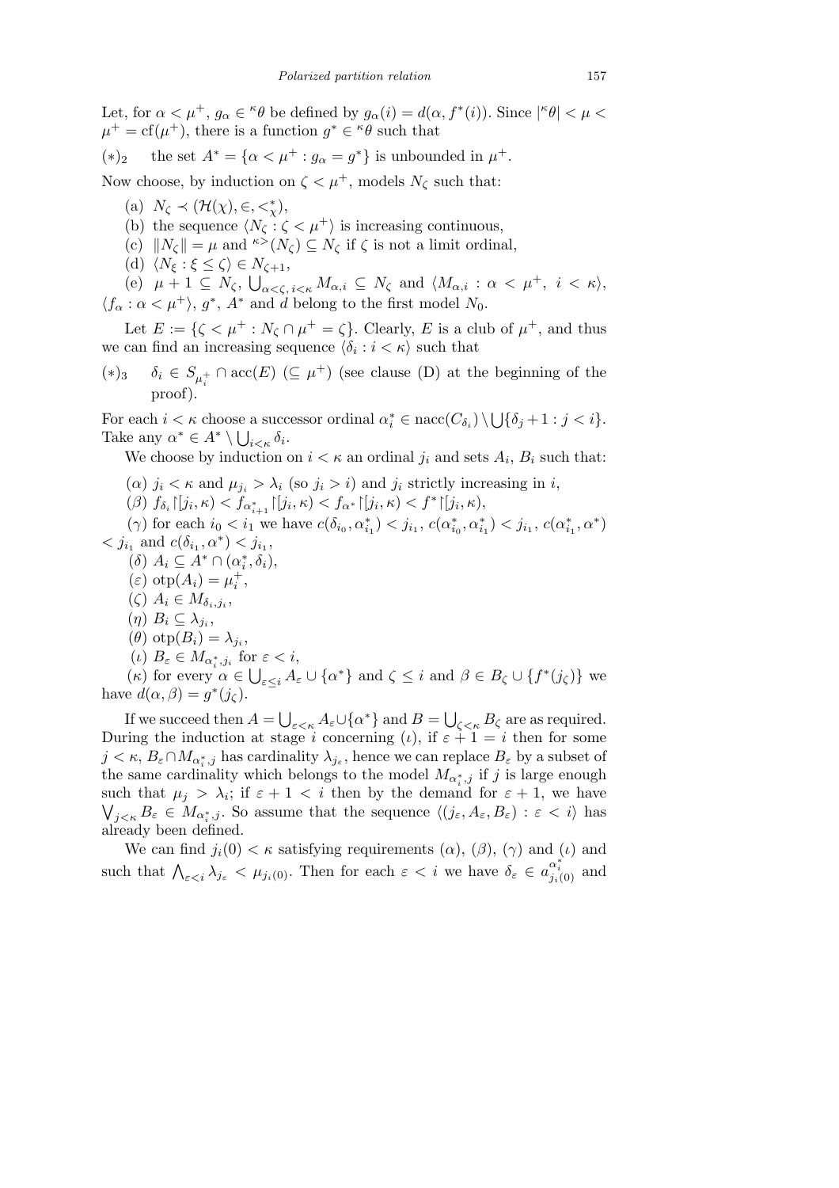Let, for $\alpha < \mu^+$, $g_\alpha \in {}^\kappa\theta$ be defined by $g_\alpha(i) = d(\alpha, f^*(i))$. Since $|{}^\kappa\theta| < \mu < \mu^+ = \mathrm{cf}(\mu^+)$, there is a function $g^* \in {}^\kappa\theta$ such that

$(*)_2$ the set $A^* = \{\alpha < \mu^+ : g_\alpha = g^*\}$ is unbounded in $\mu^+$.

Now choose, by induction on $\zeta < \mu^+$, models $N_\zeta$ such that:

(a) $N_\zeta \prec (\mathcal{H}(\chi), \in, <^*_\chi)$,

(b) the sequence $\langle N_\zeta : \zeta < \mu^+\rangle$ is increasing continuous,

(c) $\|N_\zeta\| = \mu$ and ${}^{\kappa>}(N_\zeta) \subseteq N_\zeta$ if $\zeta$ is not a limit ordinal,

(d) $\langle N_\xi : \xi \leq \zeta\rangle \in N_{\zeta+1}$,

(e) $\mu + 1 \subseteq N_\zeta$, $\bigcup_{\alpha<\zeta,\, i<\kappa} M_{\alpha,i} \subseteq N_\zeta$ and $\langle M_{\alpha,i} : \alpha < \mu^+,\ i < \kappa\rangle$, $\langle f_\alpha : \alpha < \mu^+\rangle$, $g^*$, $A^*$ and $d$ belong to the first model $N_0$.

Let $E := \{\zeta < \mu^+ : N_\zeta \cap \mu^+ = \zeta\}$. Clearly, $E$ is a club of $\mu^+$, and thus we can find an increasing sequence $\langle \delta_i : i < \kappa\rangle$ such that

$(*)_3$ $\delta_i \in S_{\mu_i^+} \cap \mathrm{acc}(E)$ $(\subseteq \mu^+)$ (see clause (D) at the beginning of the proof).

For each $i < \kappa$ choose a successor ordinal $\alpha^*_i \in \mathrm{nacc}(C_{\delta_i}) \setminus \bigcup\{\delta_j + 1 : j < i\}$. Take any $\alpha^* \in A^* \setminus \bigcup_{i<\kappa} \delta_i$.

We choose by induction on $i < \kappa$ an ordinal $j_i$ and sets $A_i$, $B_i$ such that:

($\alpha$) $j_i < \kappa$ and $\mu_{j_i} > \lambda_i$ (so $j_i > i$) and $j_i$ strictly increasing in $i$,

($\beta$) $f_{\delta_i}{\restriction}[j_i, \kappa) < f_{\alpha^*_{i+1}}{\restriction}[j_i, \kappa) < f_{\alpha^*}{\restriction}[j_i, \kappa) < f^*{\restriction}[j_i, \kappa)$,

($\gamma$) for each $i_0 < i_1$ we have $c(\delta_{i_0}, \alpha^*_{i_1}) < j_{i_1}$, $c(\alpha^*_{i_0}, \alpha^*_{i_1}) < j_{i_1}$, $c(\alpha^*_{i_1}, \alpha^*) < j_{i_1}$ and $c(\delta_{i_1}, \alpha^*) < j_{i_1}$,

($\delta$) $A_i \subseteq A^* \cap (\alpha^*_i, \delta_i)$,

($\varepsilon$) $\mathrm{otp}(A_i) = \mu_i^+$,

($\zeta$) $A_i \in M_{\delta_i, j_i}$,

($\eta$) $B_i \subseteq \lambda_{j_i}$,

($\theta$) $\mathrm{otp}(B_i) = \lambda_{j_i}$,

($\iota$) $B_\varepsilon \in M_{\alpha^*_i, j_i}$ for $\varepsilon < i$,

($\kappa$) for every $\alpha \in \bigcup_{\varepsilon \leq i} A_\varepsilon \cup \{\alpha^*\}$ and $\zeta \leq i$ and $\beta \in B_\zeta \cup \{f^*(j_\zeta)\}$ we have $d(\alpha, \beta) = g^*(j_\zeta)$.

If we succeed then $A = \bigcup_{\varepsilon<\kappa} A_\varepsilon \cup \{\alpha^*\}$ and $B = \bigcup_{\zeta<\kappa} B_\zeta$ are as required. During the induction at stage $i$ concerning ($\iota$), if $\varepsilon + 1 = i$ then for some $j < \kappa$, $B_\varepsilon \cap M_{\alpha^*_i, j}$ has cardinality $\lambda_{j_\varepsilon}$, hence we can replace $B_\varepsilon$ by a subset of the same cardinality which belongs to the model $M_{\alpha^*_i, j}$ if $j$ is large enough such that $\mu_j > \lambda_i$; if $\varepsilon + 1 < i$ then by the demand for $\varepsilon + 1$, we have $\bigvee_{j<\kappa} B_\varepsilon \in M_{\alpha^*_i, j}$. So assume that the sequence $\langle (j_\varepsilon, A_\varepsilon, B_\varepsilon) : \varepsilon < i\rangle$ has already been defined.

We can find $j_i(0) < \kappa$ satisfying requirements ($\alpha$), ($\beta$), ($\gamma$) and ($\iota$) and such that $\bigwedge_{\varepsilon<i} \lambda_{j_\varepsilon} < \mu_{j_i(0)}$. Then for each $\varepsilon < i$ we have $\delta_\varepsilon \in a^{\alpha^*_i}_{j_i(0)}$ and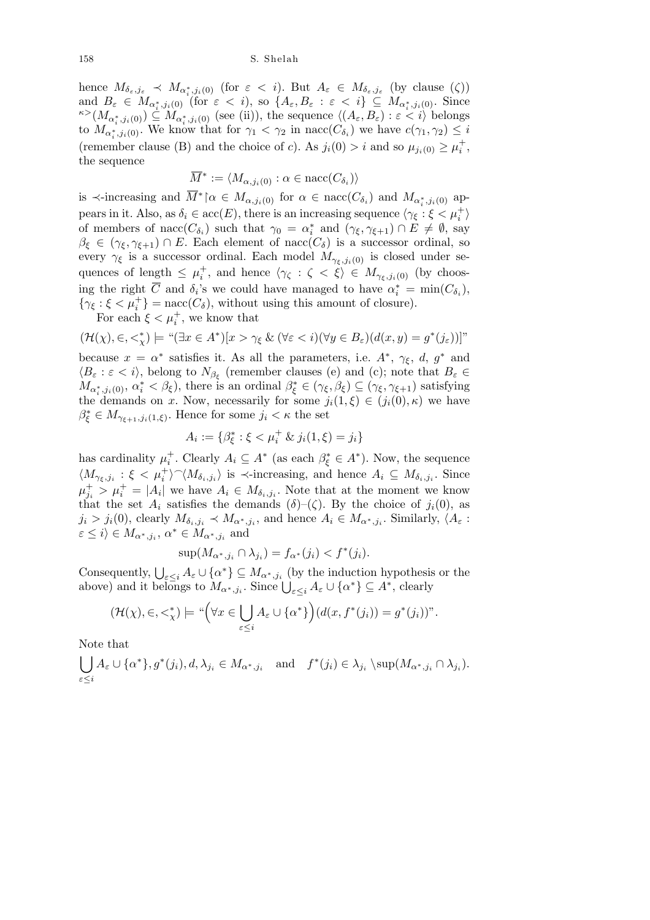hence $M_{\delta_\varepsilon,j_\varepsilon} \prec M_{\alpha_i^*,j_i(0)}$ (for $\varepsilon < i$). But $A_\varepsilon \in M_{\delta_\varepsilon,j_\varepsilon}$ (by clause ($\zeta$)) and $B_\varepsilon \in M_{\alpha_i^*,j_i(0)}$ (for $\varepsilon < i$), so $\{A_\varepsilon, B_\varepsilon : \varepsilon < i\} \subseteq M_{\alpha_i^*,j_i(0)}$. Since ${}^{\kappa>}(M_{\alpha_i^*,j_i(0)}) \subseteq M_{\alpha_i^*,j_i(0)}$ (see (ii)), the sequence $\langle (A_\varepsilon, B_\varepsilon) : \varepsilon < i\rangle$ belongs to $M_{\alpha_i^*,j_i(0)}$. We know that for $\gamma_1 < \gamma_2$ in $\mathrm{nacc}(C_{\delta_i})$ we have $c(\gamma_1,\gamma_2) \le i$ (remember clause (B) and the choice of $c$). As $j_i(0) > i$ and so $\mu_{j_i(0)} \ge \mu_i^+$, the sequence

$$\overline{M}^* := \langle M_{\alpha,j_i(0)} : \alpha \in \mathrm{nacc}(C_{\delta_i})\rangle$$

is $\prec$-increasing and $\overline{M}^* \restriction \alpha \in M_{\alpha,j_i(0)}$ for $\alpha \in \mathrm{nacc}(C_{\delta_i})$ and $M_{\alpha_i^*,j_i(0)}$ appears in it. Also, as $\delta_i \in \mathrm{acc}(E)$, there is an increasing sequence $\langle \gamma_\xi : \xi < \mu_i^+\rangle$ of members of $\mathrm{nacc}(C_{\delta_i})$ such that $\gamma_0 = \alpha_i^*$ and $(\gamma_\xi, \gamma_{\xi+1}) \cap E \ne \emptyset$, say $\beta_\xi \in (\gamma_\xi, \gamma_{\xi+1}) \cap E$. Each element of $\mathrm{nacc}(C_\delta)$ is a successor ordinal, so every $\gamma_\xi$ is a successor ordinal. Each model $M_{\gamma_\xi,j_i(0)}$ is closed under sequences of length $\le \mu_i^+$, and hence $\langle \gamma_\zeta : \zeta < \xi\rangle \in M_{\gamma_\xi,j_i(0)}$ (by choosing the right $\overline{C}$ and $\delta_i$'s we could have managed to have $\alpha_i^* = \min(C_{\delta_i})$, $\{\gamma_\xi : \xi < \mu_i^+\} = \mathrm{nacc}(C_\delta)$, without using this amount of closure).

For each $\xi < \mu_i^+$, we know that

$$(\mathcal{H}(\chi), \in, <^*_\chi) \models \text{“}(\exists x \in A^*)[x > \gamma_\xi \,\&\, (\forall \varepsilon < i)(\forall y \in B_\varepsilon)(d(x,y) = g^*(j_\varepsilon))]\text{”}$$

because $x = \alpha^*$ satisfies it. As all the parameters, i.e. $A^*$, $\gamma_\xi$, $d$, $g^*$ and $\langle B_\varepsilon : \varepsilon < i\rangle$, belong to $N_{\beta_\xi}$ (remember clauses (e) and (c); note that $B_\varepsilon \in M_{\alpha_i^*,j_i(0)}$, $\alpha_i^* < \beta_\xi$), there is an ordinal $\beta_\xi^* \in (\gamma_\xi, \beta_\xi) \subseteq (\gamma_\xi, \gamma_{\xi+1})$ satisfying the demands on $x$. Now, necessarily for some $j_i(1,\xi) \in (j_i(0), \kappa)$ we have $\beta_\xi^* \in M_{\gamma_{\xi+1},j_i(1,\xi)}$. Hence for some $j_i < \kappa$ the set

$$A_i := \{\beta_\xi^* : \xi < \mu_i^+ \,\&\, j_i(1,\xi) = j_i\}$$

has cardinality $\mu_i^+$. Clearly $A_i \subseteq A^*$ (as each $\beta_\xi^* \in A^*$). Now, the sequence $\langle M_{\gamma_\xi,j_i} : \xi < \mu_i^+\rangle^\frown\langle M_{\delta_i,j_i}\rangle$ is $\prec$-increasing, and hence $A_i \subseteq M_{\delta_i,j_i}$. Since $\mu_{j_i}^+ > \mu_i^+ = |A_i|$ we have $A_i \in M_{\delta_i,j_i}$. Note that at the moment we know that the set $A_i$ satisfies the demands ($\delta$)–($\zeta$). By the choice of $j_i(0)$, as $j_i > j_i(0)$, clearly $M_{\delta_i,j_i} \prec M_{\alpha^*,j_i}$, and hence $A_i \in M_{\alpha^*,j_i}$. Similarly, $\langle A_\varepsilon : \varepsilon \le i\rangle \in M_{\alpha^*,j_i}$, $\alpha^* \in M_{\alpha^*,j_i}$ and

$$\sup(M_{\alpha^*,j_i} \cap \lambda_{j_i}) = f_{\alpha^*}(j_i) < f^*(j_i).$$

Consequently, $\bigcup_{\varepsilon \le i} A_\varepsilon \cup \{\alpha^*\} \subseteq M_{\alpha^*,j_i}$ (by the induction hypothesis or the above) and it belongs to $M_{\alpha^*,j_i}$. Since $\bigcup_{\varepsilon \le i} A_\varepsilon \cup \{\alpha^*\} \subseteq A^*$, clearly

$$(\mathcal{H}(\chi), \in, <^*_\chi) \models \text{“}\Big(\forall x \in \bigcup_{\varepsilon \le i} A_\varepsilon \cup \{\alpha^*\}\Big)(d(x, f^*(j_i)) = g^*(j_i))\text{”}.$$

Note that

$$\bigcup_{\varepsilon \le i} A_\varepsilon \cup \{\alpha^*\}, g^*(j_i), d, \lambda_{j_i} \in M_{\alpha^*,j_i} \quad \text{and} \quad f^*(j_i) \in \lambda_{j_i} \setminus \sup(M_{\alpha^*,j_i} \cap \lambda_{j_i}).$$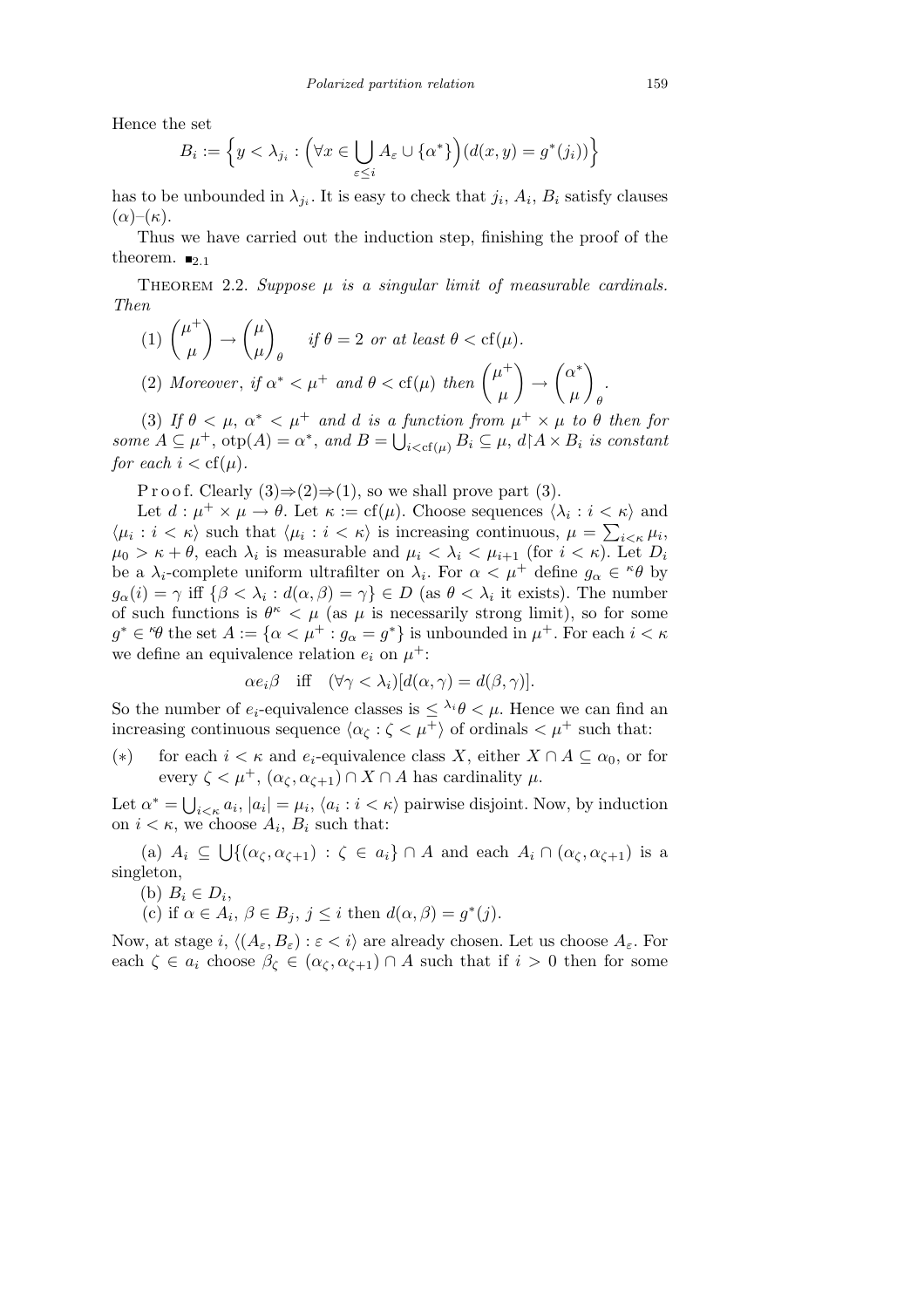Hence the set

$$B_i := \Big\{ y < \lambda_{j_i} : \Big(\forall x \in \bigcup_{\varepsilon \le i} A_\varepsilon \cup \{\alpha^*\}\Big)(d(x,y) = g^*(j_i)) \Big\}$$

has to be unbounded in $\lambda_{j_i}$. It is easy to check that $j_i$, $A_i$, $B_i$ satisfy clauses $(\alpha)$–$(\kappa)$.

Thus we have carried out the induction step, finishing the proof of the theorem. $\blacksquare_{2.1}$

Theorem 2.2. *Suppose $\mu$ is a singular limit of measurable cardinals. Then*

(1) $\binom{\mu^+}{\mu} \to \binom{\mu}{\mu}_\theta$ *if $\theta = 2$ or at least $\theta < \mathrm{cf}(\mu)$.*

(2) *Moreover, if $\alpha^* < \mu^+$ and $\theta < \mathrm{cf}(\mu)$ then* $\binom{\mu^+}{\mu} \to \binom{\alpha^*}{\mu}_\theta$.

(3) *If $\theta < \mu$, $\alpha^* < \mu^+$ and $d$ is a function from $\mu^+ \times \mu$ to $\theta$ then for some $A \subseteq \mu^+$, $\mathrm{otp}(A) = \alpha^*$, and $B = \bigcup_{i<\mathrm{cf}(\mu)} B_i \subseteq \mu$, $d \restriction A \times B_i$ is constant for each $i < \mathrm{cf}(\mu)$.*

Proof. Clearly (3)⇒(2)⇒(1), so we shall prove part (3).

Let $d : \mu^+ \times \mu \to \theta$. Let $\kappa := \mathrm{cf}(\mu)$. Choose sequences $\langle \lambda_i : i < \kappa \rangle$ and $\langle \mu_i : i < \kappa \rangle$ such that $\langle \mu_i : i < \kappa \rangle$ is increasing continuous, $\mu = \sum_{i<\kappa} \mu_i$, $\mu_0 > \kappa + \theta$, each $\lambda_i$ is measurable and $\mu_i < \lambda_i < \mu_{i+1}$ (for $i < \kappa$). Let $D_i$ be a $\lambda_i$-complete uniform ultrafilter on $\lambda_i$. For $\alpha < \mu^+$ define $g_\alpha \in {}^\kappa\theta$ by $g_\alpha(i) = \gamma$ iff $\{\beta < \lambda_i : d(\alpha, \beta) = \gamma\} \in D$ (as $\theta < \lambda_i$ it exists). The number of such functions is $\theta^\kappa < \mu$ (as $\mu$ is necessarily strong limit), so for some $g^* \in {}^\kappa\theta$ the set $A := \{\alpha < \mu^+ : g_\alpha = g^*\}$ is unbounded in $\mu^+$. For each $i < \kappa$ we define an equivalence relation $e_i$ on $\mu^+$:

$$\alpha e_i \beta \quad \text{iff} \quad (\forall \gamma < \lambda_i)[d(\alpha, \gamma) = d(\beta, \gamma)].$$

So the number of $e_i$-equivalence classes is $\le {}^{\lambda_i}\theta < \mu$. Hence we can find an increasing continuous sequence $\langle \alpha_\zeta : \zeta < \mu^+ \rangle$ of ordinals $< \mu^+$ such that:

$(*)$ for each $i < \kappa$ and $e_i$-equivalence class $X$, either $X \cap A \subseteq \alpha_0$, or for every $\zeta < \mu^+$, $(\alpha_\zeta, \alpha_{\zeta+1}) \cap X \cap A$ has cardinality $\mu$.

Let $\alpha^* = \bigcup_{i<\kappa} a_i$, $|a_i| = \mu_i$, $\langle a_i : i < \kappa \rangle$ pairwise disjoint. Now, by induction on $i < \kappa$, we choose $A_i$, $B_i$ such that:

(a) $A_i \subseteq \bigcup \{(\alpha_\zeta, \alpha_{\zeta+1}) : \zeta \in a_i\} \cap A$ and each $A_i \cap (\alpha_\zeta, \alpha_{\zeta+1})$ is a singleton,

(b) $B_i \in D_i$,

(c) if $\alpha \in A_i$, $\beta \in B_j$, $j \le i$ then $d(\alpha, \beta) = g^*(j)$.

Now, at stage $i$, $\langle (A_\varepsilon, B_\varepsilon) : \varepsilon < i \rangle$ are already chosen. Let us choose $A_\varepsilon$. For each $\zeta \in a_i$ choose $\beta_\zeta \in (\alpha_\zeta, \alpha_{\zeta+1}) \cap A$ such that if $i > 0$ then for some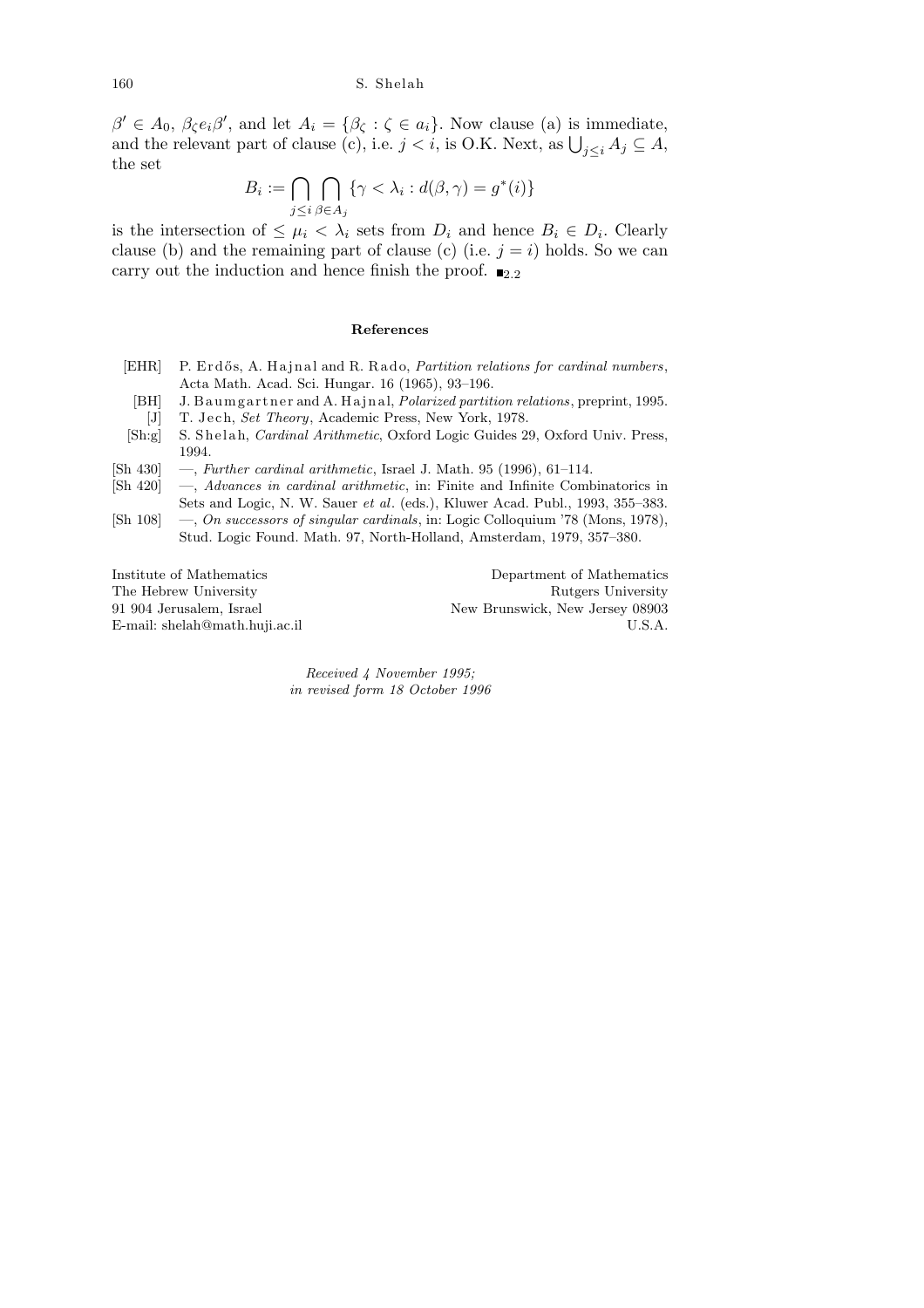$\beta' \in A_0$, $\beta_\zeta e_i \beta'$, and let $A_i = \{\beta_\zeta : \zeta \in a_i\}$. Now clause (a) is immediate, and the relevant part of clause (c), i.e. $j < i$, is O.K. Next, as $\bigcup_{j\le i} A_j \subseteq A$, the set

$$B_i := \bigcap_{j\le i} \bigcap_{\beta\in A_j} \{\gamma < \lambda_i : d(\beta,\gamma) = g^*(i)\}$$

is the intersection of $\le \mu_i < \lambda_i$ sets from $D_i$ and hence $B_i \in D_i$. Clearly clause (b) and the remaining part of clause (c) (i.e. $j = i$) holds. So we can carry out the induction and hence finish the proof. $\blacksquare_{2.2}$

## References

[EHR] P. Erdős, A. Hajnal and R. Rado, *Partition relations for cardinal numbers*, Acta Math. Acad. Sci. Hungar. 16 (1965), 93–196.

[BH] J. Baumgartner and A. Hajnal, *Polarized partition relations*, preprint, 1995.

[J] T. Jech, *Set Theory*, Academic Press, New York, 1978.

[Sh:g] S. Shelah, *Cardinal Arithmetic*, Oxford Logic Guides 29, Oxford Univ. Press, 1994.

[Sh 430] —, *Further cardinal arithmetic*, Israel J. Math. 95 (1996), 61–114.

[Sh 420] —, *Advances in cardinal arithmetic*, in: Finite and Infinite Combinatorics in Sets and Logic, N. W. Sauer *et al.* (eds.), Kluwer Acad. Publ., 1993, 355–383.

[Sh 108] —, *On successors of singular cardinals*, in: Logic Colloquium '78 (Mons, 1978), Stud. Logic Found. Math. 97, North-Holland, Amsterdam, 1979, 357–380.

Institute of Mathematics
The Hebrew University
91 904 Jerusalem, Israel
E-mail: shelah@math.huji.ac.il

Department of Mathematics
Rutgers University
New Brunswick, New Jersey 08903
U.S.A.

*Received 4 November 1995;*
*in revised form 18 October 1996*